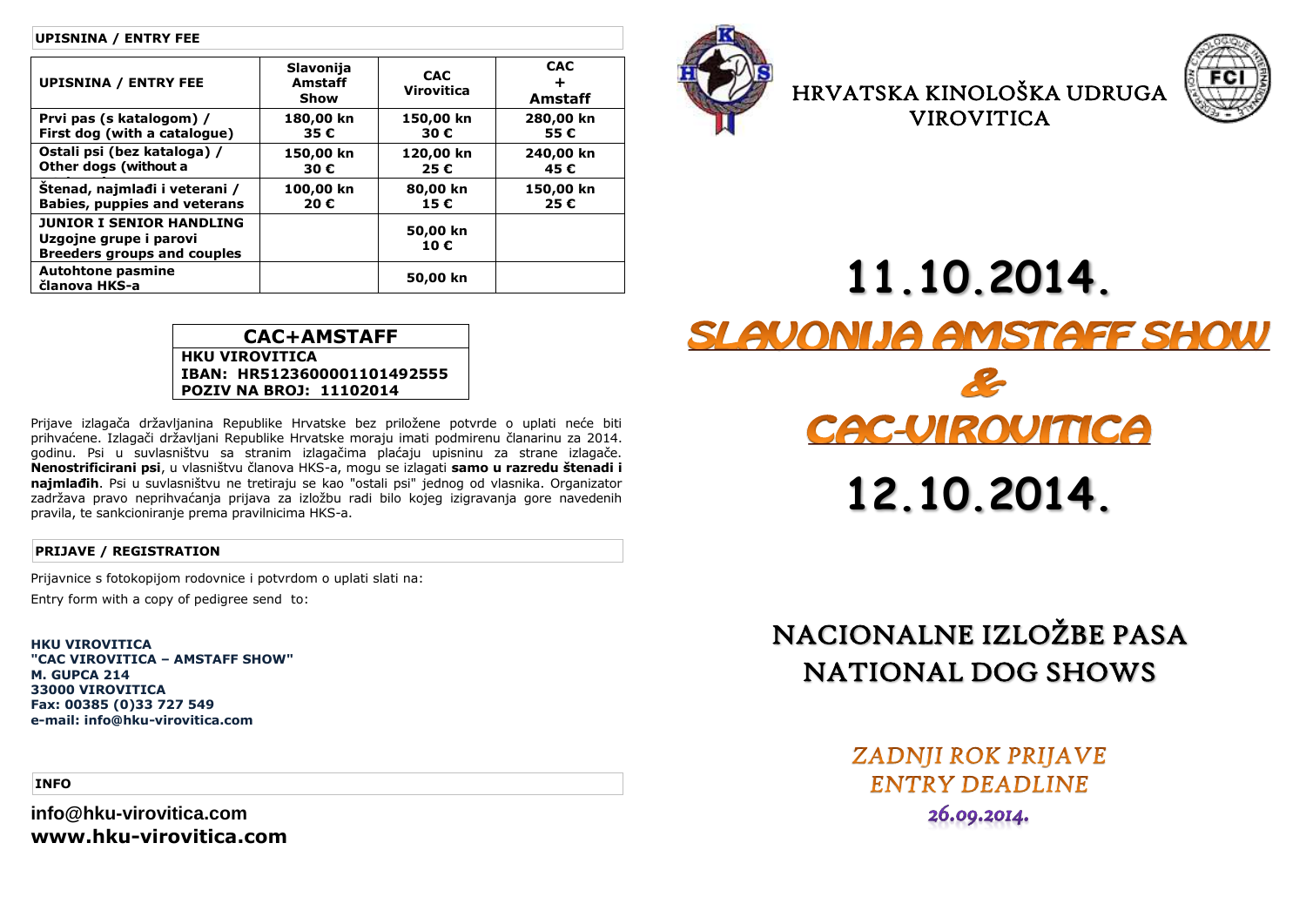## UPISNINA / ENTRY FEE

| UPISNINA / ENTRY FEE | Slavonija Amstaff Show | CAC Virovitica | CAC + Amstaff |
|---|---|---|---|
| Prvi pas (s katalogom) / First dog (with a catalogue) | 180,00 kn 35 € | 150,00 kn 30 € | 280,00 kn 55 € |
| Ostali psi (bez kataloga) / Other dogs (without a catalogue) | 150,00 kn 30 € | 120,00 kn 25 € | 240,00 kn 45 € |
| Štenad, najmlađi i veterani / Babies, puppies and veterans | 100,00 kn 20 € | 80,00 kn 15 € | 150,00 kn 25 € |
| JUNIOR I SENIOR HANDLING Uzgojne grupe i parovi Breeders groups and couples | | 50,00 kn 10 € | |
| Autohtone pasmine članova HKS-a | | 50,00 kn | |

**CAC+AMSTAFF**
**HKU VIROVITICA**
**IBAN: HR5123600001101492555**
**POZIV NA BROJ: 11102014**

Prijave izlagača državljanina Republike Hrvatske bez priložene potvrde o uplati neće biti prihvaćene. Izlagači državljani Republike Hrvatske moraju imati podmirenu članarinu za 2014. godinu. Psi u suvlasništvu sa stranim izlagačima plaćaju upisninu za strane izlagače. **Nenostrificirani psi**, u vlasništvu članova HKS-a, mogu se izlagati **samo u razredu štenadi i najmlađih**. Psi u suvlasništvu ne tretiraju se kao "ostali psi" jednog od vlasnika. Organizator zadržava pravo neprihvaćanja prijava za izložbu radi bilo kojeg izigravanja gore navedenih pravila, te sankcioniranje prema pravilnicima HKS-a.

## PRIJAVE / REGISTRATION

Prijavnice s fotokopijom rodovnice i potvrdom o uplati slati na:

Entry form with a copy of pedigree send to:

**HKU VIROVITICA**
**"CAC VIROVITICA – AMSTAFF SHOW"**
**M. GUPCA 214**
**33000 VIROVITICA**
**Fax: 00385 (0)33 727 549**
**e-mail: info@hku-virovitica.com**

## INFO

**info@hku-virovitica.com**
**www.hku-virovitica.com**

# HRVATSKA KINOLOŠKA UDRUGA VIROVITICA

# 11.10.2014.

# SLAVONIJA AMSTAFF SHOW
# &
# CAC-VIROVITICA

# 12.10.2014.

## NACIONALNE IZLOŽBE PASA
## NATIONAL DOG SHOWS

*ZADNJI ROK PRIJAVE*
*ENTRY DEADLINE*
*26.09.2014.*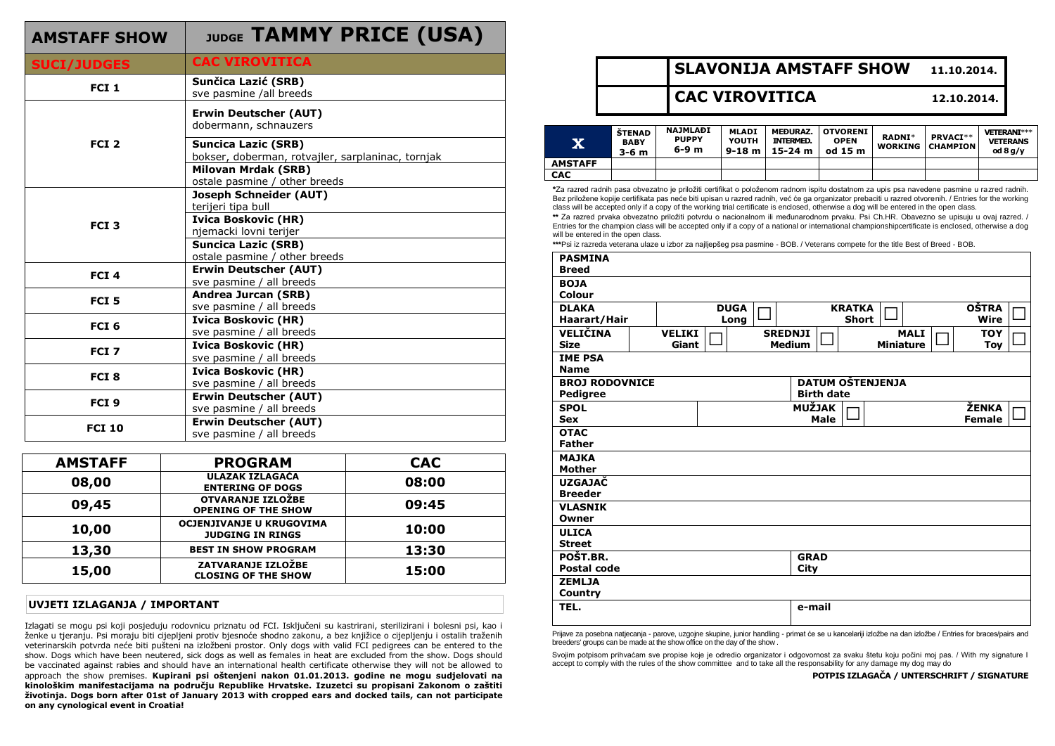# AMSTAFF SHOW — JUDGE TAMMY PRICE (USA)

| SUCI/JUDGES | CAC VIROVITICA |
|---|---|
| FCI 1 | **Sunčica Lazić (SRB)** sve pasmine /all breeds |
| FCI 2 | **Erwin Deutscher (AUT)** dobermann, schnauzers |
| | **Suncica Lazic (SRB)** bokser, doberman, rotvajler, sarplaninac, tornjak |
| | **Milovan Mrdak (SRB)** ostale pasmine / other breeds |
| FCI 3 | **Joseph Schneider (AUT)** terijeri tipa bull |
| | **Ivica Boskovic (HR)** njemacki lovni terijer |
| | **Suncica Lazic (SRB)** ostale pasmine / other breeds |
| FCI 4 | **Erwin Deutscher (AUT)** sve pasmine / all breeds |
| FCI 5 | **Andrea Jurcan (SRB)** sve pasmine / all breeds |
| FCI 6 | **Ivica Boskovic (HR)** sve pasmine / all breeds |
| FCI 7 | **Ivica Boskovic (HR)** sve pasmine / all breeds |
| FCI 8 | **Ivica Boskovic (HR)** sve pasmine / all breeds |
| FCI 9 | **Erwin Deutscher (AUT)** sve pasmine / all breeds |
| FCI 10 | **Erwin Deutscher (AUT)** sve pasmine / all breeds |

| AMSTAFF | PROGRAM | CAC |
|---|---|---|
| 08,00 | ULAZAK IZLAGAČA ENTERING OF DOGS | 08:00 |
| 09,45 | OTVARANJE IZLOŽBE OPENING OF THE SHOW | 09:45 |
| 10,00 | OCJENJIVANJE U KRUGOVIMA JUDGING IN RINGS | 10:00 |
| 13,30 | BEST IN SHOW PROGRAM | 13:30 |
| 15,00 | ZATVARANJE IZLOŽBE CLOSING OF THE SHOW | 15:00 |

## UVJETI IZLAGANJA / IMPORTANT

Izlagati se mogu psi koji posjeduju rodovnicu priznatu od FCI. Isključeni su kastrirani, sterilizirani i bolesni psi, kao i ženke u tjeranju. Psi moraju biti cijepljeni protiv bjesnoće shodno zakonu, a bez knjižice o cijepljenju i ostalih traženih veterinarskih potvrda neće biti pušteni na izložbeni prostor. Only dogs with valid FCI pedigrees can be entered to the show. Dogs which have been neutered, sick dogs as well as females in heat are excluded from the show. Dogs should be vaccinated against rabies and should have an international health certificate otherwise they will not be allowed to approach the show premises. **Kupirani psi oštenjeni nakon 01.01.2013. godine ne mogu sudjelovati na kinološkim manifestacijama na području Republike Hrvatske. Izuzetci su propisani Zakonom o zaštiti životinja. Dogs born after 01st of January 2013 with cropped ears and docked tails, can not participate on any cynological event in Croatia!**

| | |
|---|---|
| **SLAVONIJA AMSTAFF SHOW** | **11.10.2014.** |
| **CAC VIROVITICA** | **12.10.2014.** |

| X | ŠTENAD BABY 3-6 m | NAJMLAĐI PUPPY 6-9 m | MLADI YOUTH 9-18 m | MEĐURAZ. INTERMED. 15-24 m | OTVORENI OPEN od 15 m | RADNI* WORKING | PRVACI** CHAMPION | VETERANI*** VETERANS od 8 g/y |
|---|---|---|---|---|---|---|---|---|
| AMSTAFF | | | | | | | | |
| CAC | | | | | | | | |

*Za razred radnih pasa obvezatno je priložiti certifikat o položenom radnom ispitu dostatnom za upis psa navedene pasmine u razred radnih. Bez priložene kopije certifikata pas neće biti upisan u razred radnih, već će ga organizator prebaciti u razred otvorenih. / Entries for the working class will be accepted only if a copy of the working trial certificate is enclosed, otherwise a dog will be entered in the open class.

** Za razred prvaka obvezatno priložiti potvrdu o nacionalnom ili međunarodnom prvaku. Psi Ch.HR. Obavezno se upisuju u ovaj razred. / Entries for the champion class will be accepted only if a copy of a national or international championshipcertificate is enclosed, otherwise a dog will be entered in the open class.

***Psi iz razreda veterana ulaze u izbor za najljepšeg psa pasmine - BOB. / Veterans compete for the title Best of Breed - BOB.

| | | | | | | | |
|---|---|---|---|---|---|---|---|
| **PASMINA** Breed | | | | | | | |
| **BOJA** Colour | | | | | | | |
| **DLAKA** Haarart/Hair | | **DUGA** Long ☐ | | **KRATKA** Short ☐ | | **OŠTRA** Wire ☐ | |
| **VELIČINA** Size | **VELIKI** Giant ☐ | | **SREDNJI** Medium ☐ | | **MALI** Miniature ☐ | | **TOY** Toy ☐ |
| **IME PSA** Name | | | | | | | |
| **BROJ RODOVNICE** Pedigree | | | | **DATUM OŠTENJENJA** Birth date | | | |
| **SPOL** Sex | | | **MUŽJAK** Male ☐ | | | **ŽENKA** Female ☐ | |
| **OTAC** Father | | | | | | | |
| **MAJKA** Mother | | | | | | | |
| **UZGAJAČ** Breeder | | | | | | | |
| **VLASNIK** Owner | | | | | | | |
| **ULICA** Street | | | | | | | |
| **POŠT.BR.** Postal code | | | | **GRAD** City | | | |
| **ZEMLJA** Country | | | | | | | |
| **TEL.** | | | | **e-mail** | | | |

Prijave za posebna natjecanja - parove, uzgojne skupine, junior handling - primat će se u kancelariji izložbe na dan izložbe / Entries for braces/pairs and breeders' groups can be made at the show office on the day of the show.

Svojim potpisom prihvaćam sve propise koje je odredio organizator i odgovornost za svaku štetu koju počini moj pas. / With my signature I accept to comply with the rules of the show committee and to take all the responsability for any damage my dog may do

**POTPIS IZLAGAČA / UNTERSCHRIFT / SIGNATURE**